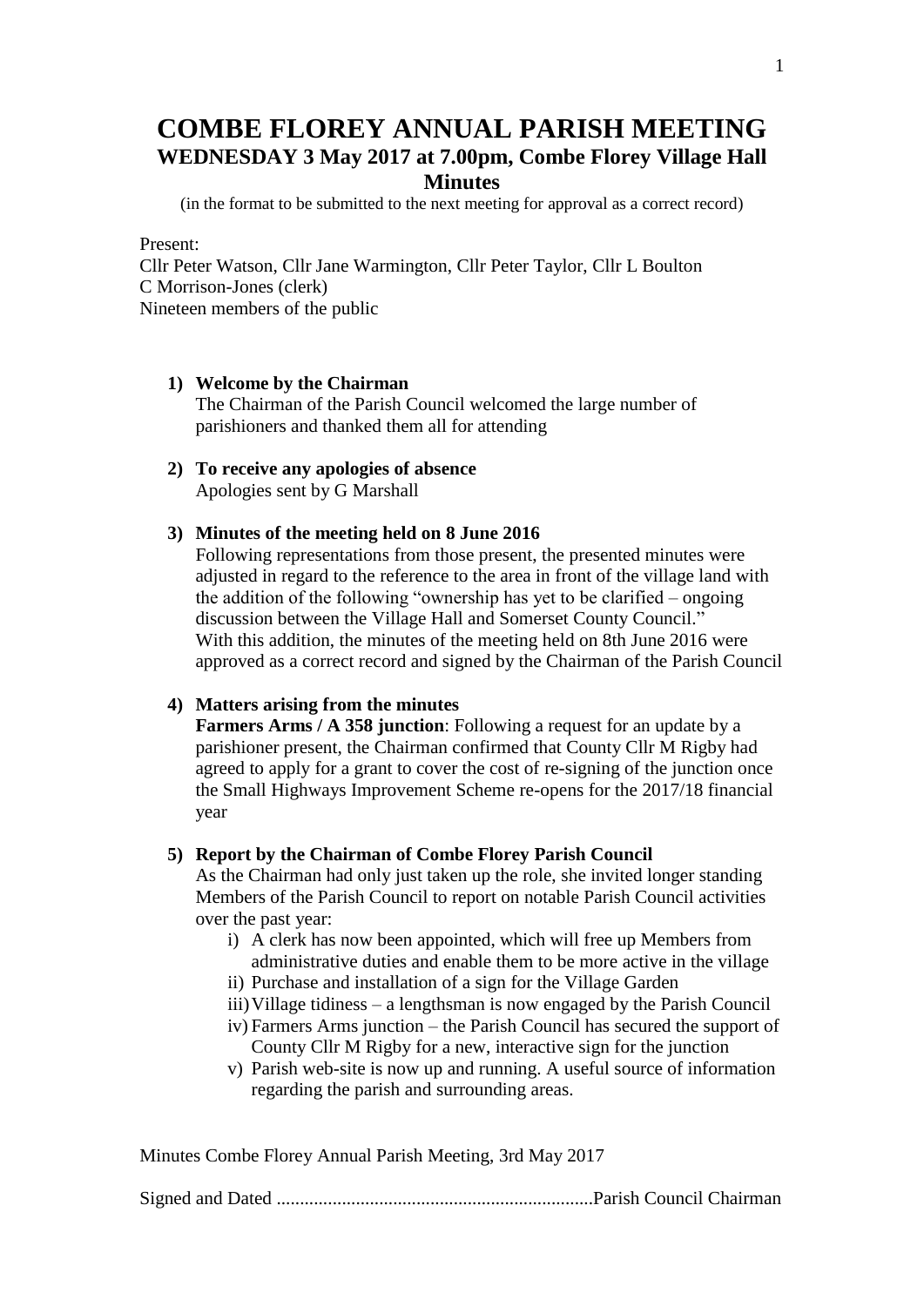# COMBE FLOREY ANNUAL PARISH MEETING

## WEDNESDAY 3 May 2017 at 7.00pm, Combe Florey Village Hall

## Minutes

(in the format to be submitted to the next meeting for approval as a correct record)

Present:
Cllr Peter Watson, Cllr Jane Warmington, Cllr Peter Taylor, Cllr L Boulton
C Morrison-Jones (clerk)
Nineteen members of the public

1) **Welcome by the Chairman**
   The Chairman of the Parish Council welcomed the large number of parishioners and thanked them all for attending

2) **To receive any apologies of absence**
   Apologies sent by G Marshall

3) **Minutes of the meeting held on 8 June 2016**
   Following representations from those present, the presented minutes were adjusted in regard to the reference to the area in front of the village land with the addition of the following "ownership has yet to be clarified – ongoing discussion between the Village Hall and Somerset County Council."
   With this addition, the minutes of the meeting held on 8th June 2016 were approved as a correct record and signed by the Chairman of the Parish Council

4) **Matters arising from the minutes**
   **Farmers Arms / A 358 junction**: Following a request for an update by a parishioner present, the Chairman confirmed that County Cllr M Rigby had agreed to apply for a grant to cover the cost of re-signing of the junction once the Small Highways Improvement Scheme re-opens for the 2017/18 financial year

5) **Report by the Chairman of Combe Florey Parish Council**
   As the Chairman had only just taken up the role, she invited longer standing Members of the Parish Council to report on notable Parish Council activities over the past year:
   i) A clerk has now been appointed, which will free up Members from administrative duties and enable them to be more active in the village
   ii) Purchase and installation of a sign for the Village Garden
   iii) Village tidiness – a lengthsman is now engaged by the Parish Council
   iv) Farmers Arms junction – the Parish Council has secured the support of County Cllr M Rigby for a new, interactive sign for the junction
   v) Parish web-site is now up and running. A useful source of information regarding the parish and surrounding areas.

Minutes Combe Florey Annual Parish Meeting, 3rd May 2017

Signed and Dated ....................................................................Parish Council Chairman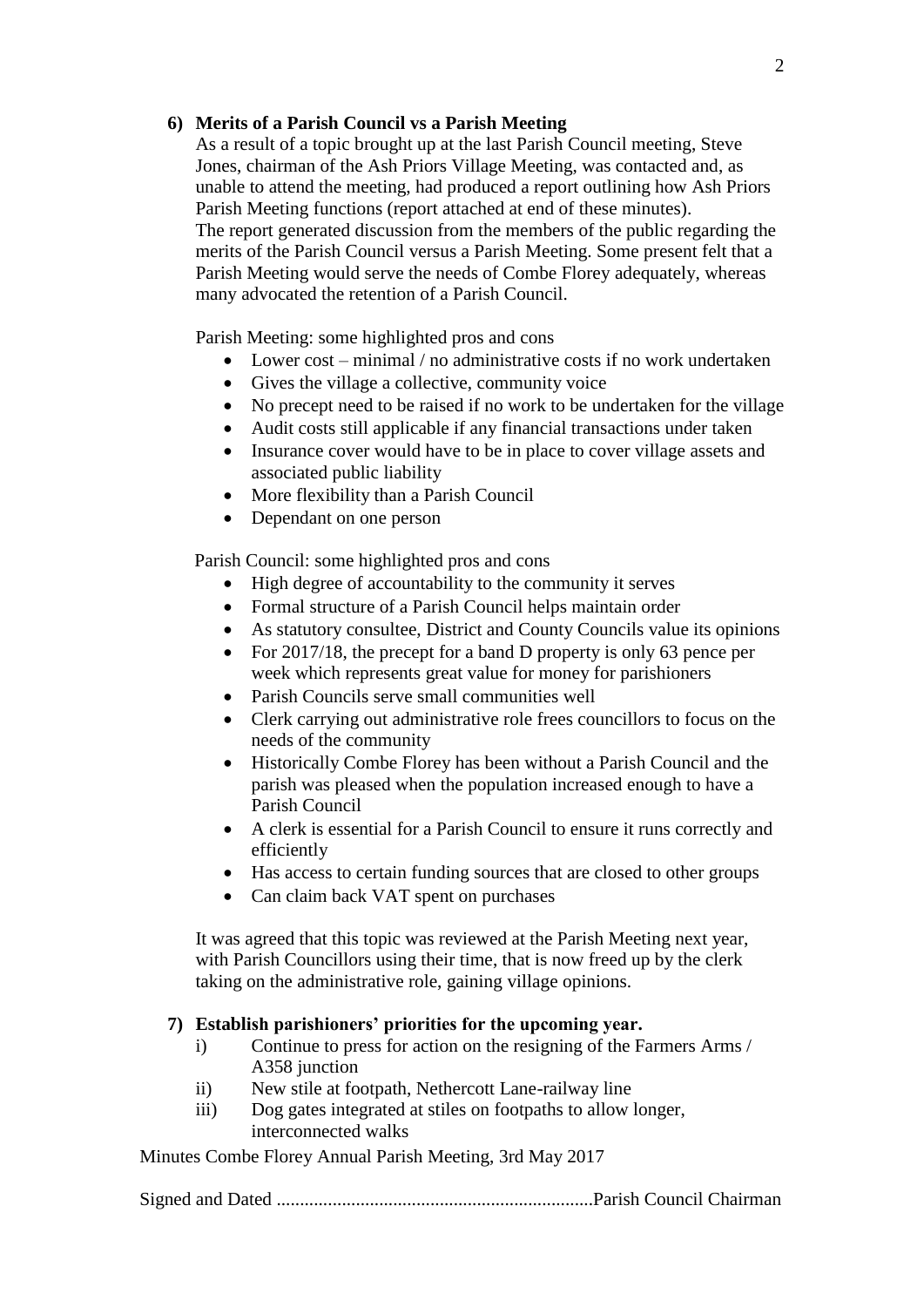## 6) Merits of a Parish Council vs a Parish Meeting

As a result of a topic brought up at the last Parish Council meeting, Steve Jones, chairman of the Ash Priors Village Meeting, was contacted and, as unable to attend the meeting, had produced a report outlining how Ash Priors Parish Meeting functions (report attached at end of these minutes).
The report generated discussion from the members of the public regarding the merits of the Parish Council versus a Parish Meeting. Some present felt that a Parish Meeting would serve the needs of Combe Florey adequately, whereas many advocated the retention of a Parish Council.

Parish Meeting: some highlighted pros and cons

- Lower cost – minimal / no administrative costs if no work undertaken
- Gives the village a collective, community voice
- No precept need to be raised if no work to be undertaken for the village
- Audit costs still applicable if any financial transactions under taken
- Insurance cover would have to be in place to cover village assets and associated public liability
- More flexibility than a Parish Council
- Dependant on one person

Parish Council: some highlighted pros and cons

- High degree of accountability to the community it serves
- Formal structure of a Parish Council helps maintain order
- As statutory consultee, District and County Councils value its opinions
- For 2017/18, the precept for a band D property is only 63 pence per week which represents great value for money for parishioners
- Parish Councils serve small communities well
- Clerk carrying out administrative role frees councillors to focus on the needs of the community
- Historically Combe Florey has been without a Parish Council and the parish was pleased when the population increased enough to have a Parish Council
- A clerk is essential for a Parish Council to ensure it runs correctly and efficiently
- Has access to certain funding sources that are closed to other groups
- Can claim back VAT spent on purchases

It was agreed that this topic was reviewed at the Parish Meeting next year, with Parish Councillors using their time, that is now freed up by the clerk taking on the administrative role, gaining village opinions.

## 7) Establish parishioners' priorities for the upcoming year.

i) Continue to press for action on the resigning of the Farmers Arms / A358 junction
ii) New stile at footpath, Nethercott Lane-railway line
iii) Dog gates integrated at stiles on footpaths to allow longer, interconnected walks

Minutes Combe Florey Annual Parish Meeting, 3rd May 2017

Signed and Dated ...................................................................Parish Council Chairman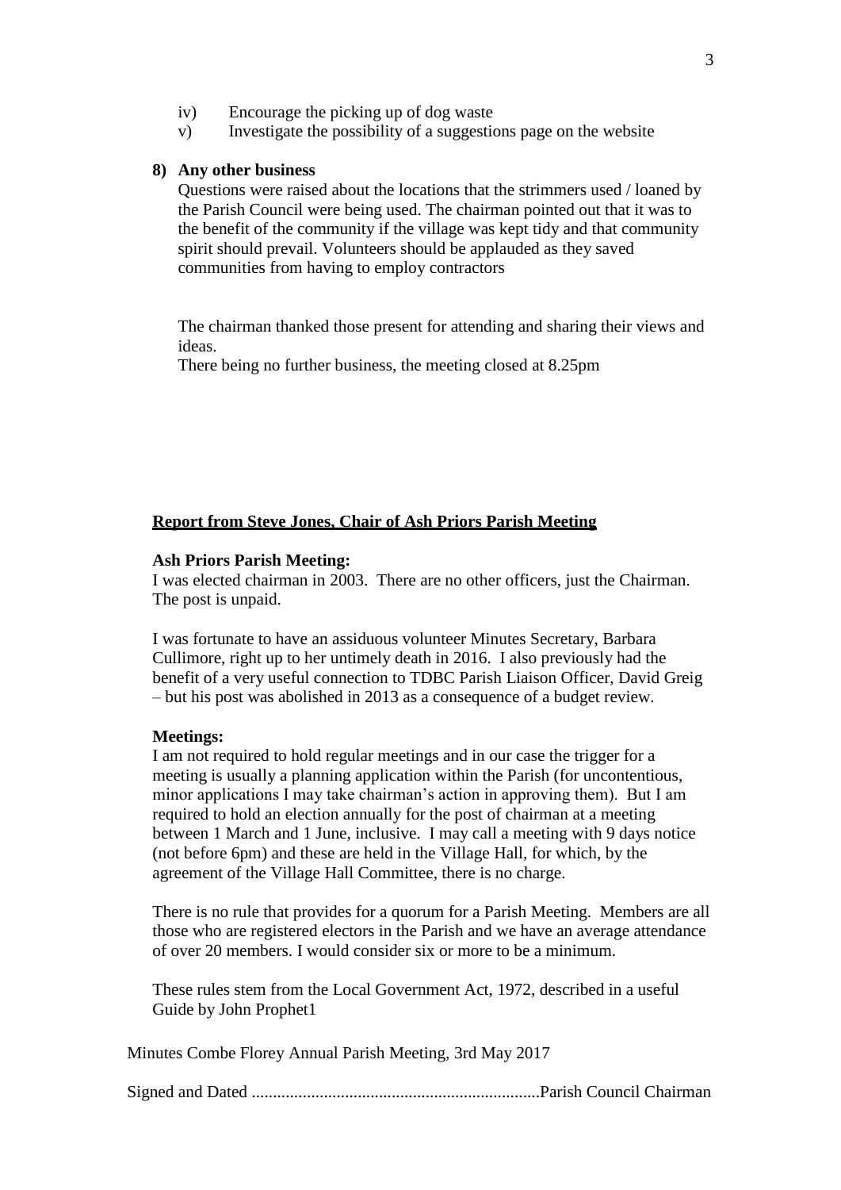iv) Encourage the picking up of dog waste
v) Investigate the possibility of a suggestions page on the website

**8) Any other business**

Questions were raised about the locations that the strimmers used / loaned by the Parish Council were being used. The chairman pointed out that it was to the benefit of the community if the village was kept tidy and that community spirit should prevail. Volunteers should be applauded as they saved communities from having to employ contractors

The chairman thanked those present for attending and sharing their views and ideas.
There being no further business, the meeting closed at 8.25pm

**<u>Report from Steve Jones, Chair of Ash Priors Parish Meeting</u>**

**Ash Priors Parish Meeting:**
I was elected chairman in 2003. There are no other officers, just the Chairman. The post is unpaid.

I was fortunate to have an assiduous volunteer Minutes Secretary, Barbara Cullimore, right up to her untimely death in 2016. I also previously had the benefit of a very useful connection to TDBC Parish Liaison Officer, David Greig – but his post was abolished in 2013 as a consequence of a budget review.

**Meetings:**
I am not required to hold regular meetings and in our case the trigger for a meeting is usually a planning application within the Parish (for uncontentious, minor applications I may take chairman's action in approving them). But I am required to hold an election annually for the post of chairman at a meeting between 1 March and 1 June, inclusive. I may call a meeting with 9 days notice (not before 6pm) and these are held in the Village Hall, for which, by the agreement of the Village Hall Committee, there is no charge.

There is no rule that provides for a quorum for a Parish Meeting. Members are all those who are registered electors in the Parish and we have an average attendance of over 20 members. I would consider six or more to be a minimum.

These rules stem from the Local Government Act, 1972, described in a useful Guide by John Prophet[1]

Minutes Combe Florey Annual Parish Meeting, 3rd May 2017

Signed and Dated ...................................................................Parish Council Chairman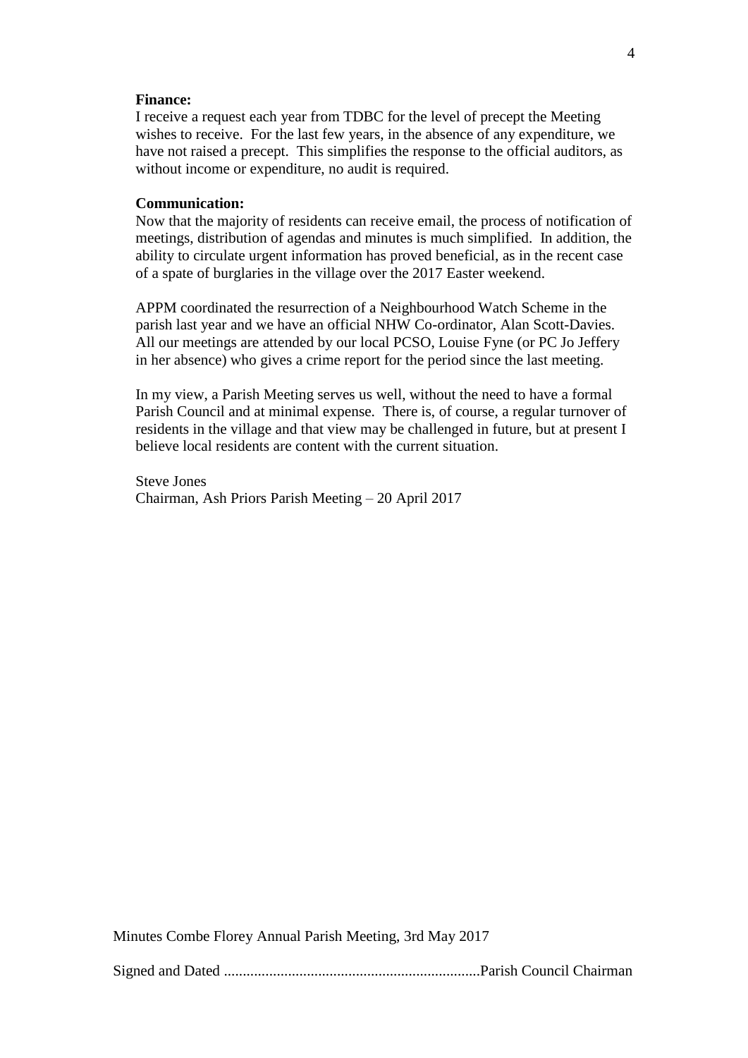**Finance:**

I receive a request each year from TDBC for the level of precept the Meeting wishes to receive. For the last few years, in the absence of any expenditure, we have not raised a precept. This simplifies the response to the official auditors, as without income or expenditure, no audit is required.

**Communication:**

Now that the majority of residents can receive email, the process of notification of meetings, distribution of agendas and minutes is much simplified. In addition, the ability to circulate urgent information has proved beneficial, as in the recent case of a spate of burglaries in the village over the 2017 Easter weekend.

APPM coordinated the resurrection of a Neighbourhood Watch Scheme in the parish last year and we have an official NHW Co-ordinator, Alan Scott-Davies. All our meetings are attended by our local PCSO, Louise Fyne (or PC Jo Jeffery in her absence) who gives a crime report for the period since the last meeting.

In my view, a Parish Meeting serves us well, without the need to have a formal Parish Council and at minimal expense. There is, of course, a regular turnover of residents in the village and that view may be challenged in future, but at present I believe local residents are content with the current situation.

Steve Jones
Chairman, Ash Priors Parish Meeting – 20 April 2017

Minutes Combe Florey Annual Parish Meeting, 3rd May 2017

Signed and Dated ..................................................................Parish Council Chairman